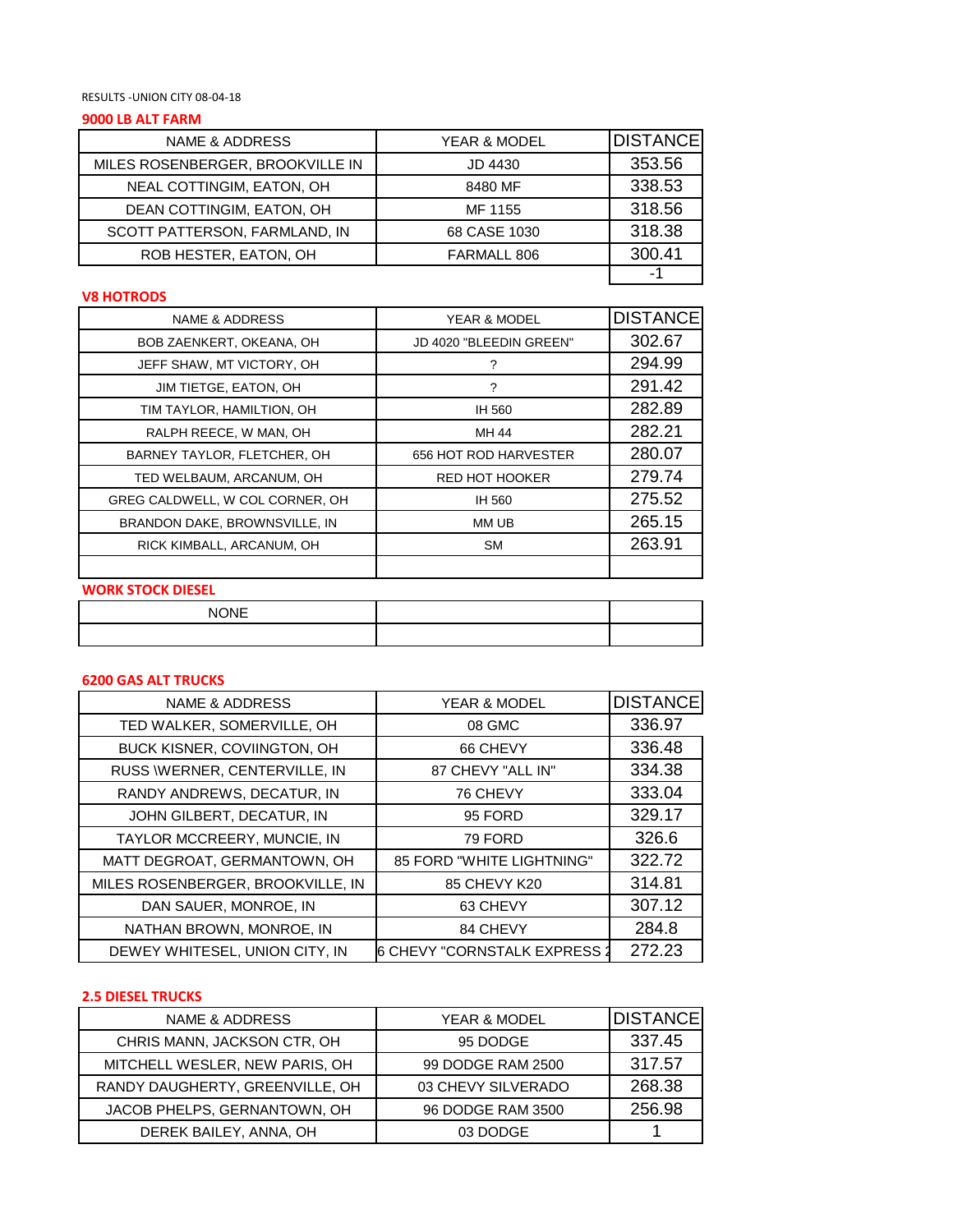RESULTS -UNION CITY 08-04-18

**9000 LB ALT FARM**

| NAME & ADDRESS | YEAR & MODEL | DISTANCE |
|---|---|---|
| MILES ROSENBERGER, BROOKVILLE IN | JD 4430 | 353.56 |
| NEAL COTTINGIM, EATON, OH | 8480 MF | 338.53 |
| DEAN COTTINGIM, EATON, OH | MF 1155 | 318.56 |
| SCOTT PATTERSON, FARMLAND, IN | 68 CASE 1030 | 318.38 |
| ROB HESTER, EATON, OH | FARMALL 806 | 300.41 |
| | | -1 |

**V8 HOTRODS**

| NAME & ADDRESS | YEAR & MODEL | DISTANCE |
|---|---|---|
| BOB ZAENKERT, OKEANA, OH | JD 4020 "BLEEDIN GREEN" | 302.67 |
| JEFF SHAW, MT VICTORY, OH | ? | 294.99 |
| JIM TIETGE, EATON, OH | ? | 291.42 |
| TIM TAYLOR, HAMILTION, OH | IH 560 | 282.89 |
| RALPH REECE, W MAN, OH | MH 44 | 282.21 |
| BARNEY TAYLOR, FLETCHER, OH | 656 HOT ROD HARVESTER | 280.07 |
| TED WELBAUM, ARCANUM, OH | RED HOT HOOKER | 279.74 |
| GREG CALDWELL, W COL CORNER, OH | IH 560 | 275.52 |
| BRANDON DAKE, BROWNSVILLE, IN | MM UB | 265.15 |
| RICK KIMBALL, ARCANUM, OH | SM | 263.91 |
| | | |

**WORK STOCK DIESEL**

| | | |
|---|---|---|
| NONE | | |
| | | |

**6200 GAS ALT TRUCKS**

| NAME & ADDRESS | YEAR & MODEL | DISTANCE |
|---|---|---|
| TED WALKER, SOMERVILLE, OH | 08 GMC | 336.97 |
| BUCK KISNER, COVIINGTON, OH | 66 CHEVY | 336.48 |
| RUSS \WERNER, CENTERVILLE, IN | 87 CHEVY "ALL IN" | 334.38 |
| RANDY ANDREWS, DECATUR, IN | 76 CHEVY | 333.04 |
| JOHN GILBERT, DECATUR, IN | 95 FORD | 329.17 |
| TAYLOR MCCREERY, MUNCIE, IN | 79 FORD | 326.6 |
| MATT DEGROAT, GERMANTOWN, OH | 85 FORD "WHITE LIGHTNING" | 322.72 |
| MILES ROSENBERGER, BROOKVILLE, IN | 85 CHEVY K20 | 314.81 |
| DAN SAUER, MONROE, IN | 63 CHEVY | 307.12 |
| NATHAN BROWN, MONROE, IN | 84 CHEVY | 284.8 |
| DEWEY WHITESEL, UNION CITY, IN | 6 CHEVY "CORNSTALK EXPRESS 2 | 272.23 |

**2.5 DIESEL TRUCKS**

| NAME & ADDRESS | YEAR & MODEL | DISTANCE |
|---|---|---|
| CHRIS MANN, JACKSON CTR, OH | 95 DODGE | 337.45 |
| MITCHELL WESLER, NEW PARIS, OH | 99 DODGE RAM 2500 | 317.57 |
| RANDY DAUGHERTY, GREENVILLE, OH | 03 CHEVY SILVERADO | 268.38 |
| JACOB PHELPS, GERNANTOWN, OH | 96 DODGE RAM 3500 | 256.98 |
| DEREK BAILEY, ANNA, OH | 03 DODGE | 1 |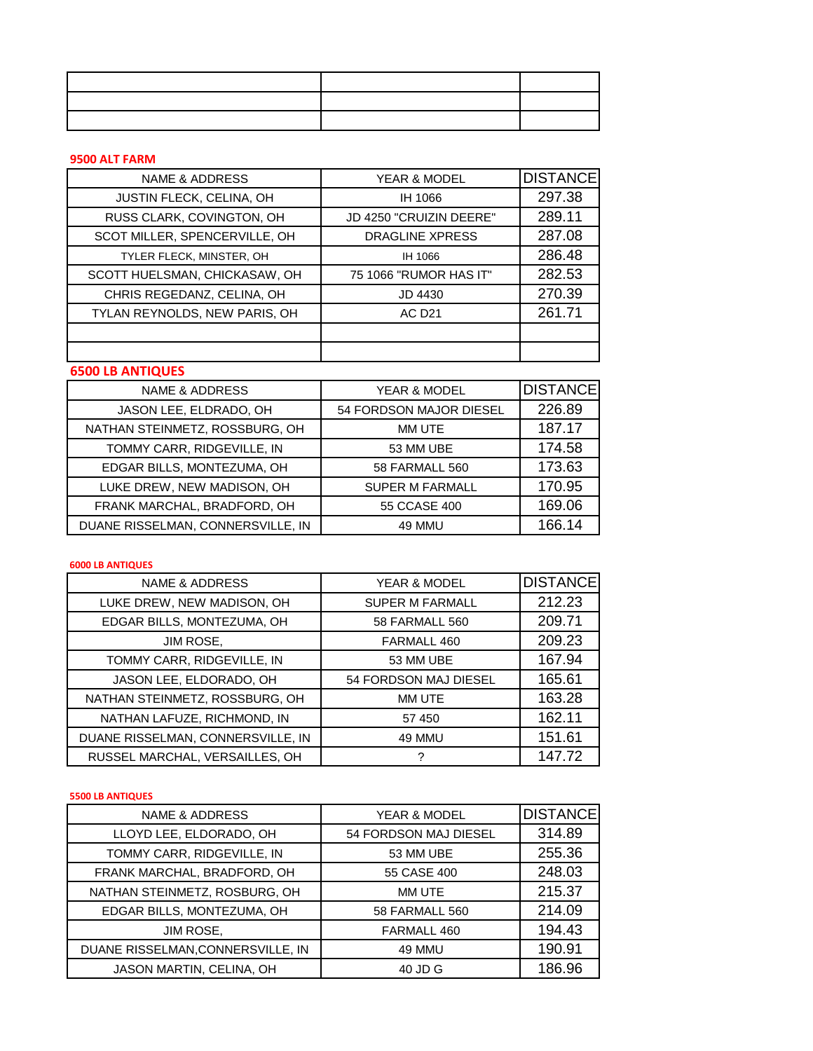| | | |
|---|---|---|
| | | |
| | | |
| | | |

**9500 ALT FARM**

| NAME & ADDRESS | YEAR & MODEL | DISTANCE |
|---|---|---|
| JUSTIN FLECK, CELINA, OH | IH 1066 | 297.38 |
| RUSS CLARK, COVINGTON, OH | JD 4250 "CRUIZIN DEERE" | 289.11 |
| SCOT MILLER, SPENCERVILLE, OH | DRAGLINE XPRESS | 287.08 |
| TYLER FLECK, MINSTER, OH | IH 1066 | 286.48 |
| SCOTT HUELSMAN, CHICKASAW, OH | 75 1066 "RUMOR HAS IT" | 282.53 |
| CHRIS REGEDANZ, CELINA, OH | JD 4430 | 270.39 |
| TYLAN REYNOLDS, NEW PARIS, OH | AC D21 | 261.71 |
| | | |
| | | |

**6500 LB ANTIQUES**

| NAME & ADDRESS | YEAR & MODEL | DISTANCE |
|---|---|---|
| JASON LEE, ELDRADO, OH | 54 FORDSON MAJOR DIESEL | 226.89 |
| NATHAN STEINMETZ, ROSSBURG, OH | MM UTE | 187.17 |
| TOMMY CARR, RIDGEVILLE, IN | 53 MM UBE | 174.58 |
| EDGAR BILLS, MONTEZUMA, OH | 58 FARMALL 560 | 173.63 |
| LUKE DREW, NEW MADISON, OH | SUPER M FARMALL | 170.95 |
| FRANK MARCHAL, BRADFORD, OH | 55 CCASE 400 | 169.06 |
| DUANE RISSELMAN, CONNERSVILLE, IN | 49 MMU | 166.14 |

**6000 LB ANTIQUES**

| NAME & ADDRESS | YEAR & MODEL | DISTANCE |
|---|---|---|
| LUKE DREW, NEW MADISON, OH | SUPER M FARMALL | 212.23 |
| EDGAR BILLS, MONTEZUMA, OH | 58 FARMALL 560 | 209.71 |
| JIM ROSE, | FARMALL 460 | 209.23 |
| TOMMY CARR, RIDGEVILLE, IN | 53 MM UBE | 167.94 |
| JASON LEE, ELDORADO, OH | 54 FORDSON MAJ DIESEL | 165.61 |
| NATHAN STEINMETZ, ROSSBURG, OH | MM UTE | 163.28 |
| NATHAN LAFUZE, RICHMOND, IN | 57 450 | 162.11 |
| DUANE RISSELMAN, CONNERSVILLE, IN | 49 MMU | 151.61 |
| RUSSEL MARCHAL, VERSAILLES, OH | ? | 147.72 |

**5500 LB ANTIQUES**

| NAME & ADDRESS | YEAR & MODEL | DISTANCE |
|---|---|---|
| LLOYD LEE, ELDORADO, OH | 54 FORDSON MAJ DIESEL | 314.89 |
| TOMMY CARR, RIDGEVILLE, IN | 53 MM UBE | 255.36 |
| FRANK MARCHAL, BRADFORD, OH | 55 CASE 400 | 248.03 |
| NATHAN STEINMETZ, ROSBURG, OH | MM UTE | 215.37 |
| EDGAR BILLS, MONTEZUMA, OH | 58 FARMALL 560 | 214.09 |
| JIM ROSE, | FARMALL 460 | 194.43 |
| DUANE RISSELMAN,CONNERSVILLE, IN | 49 MMU | 190.91 |
| JASON MARTIN, CELINA, OH | 40 JD G | 186.96 |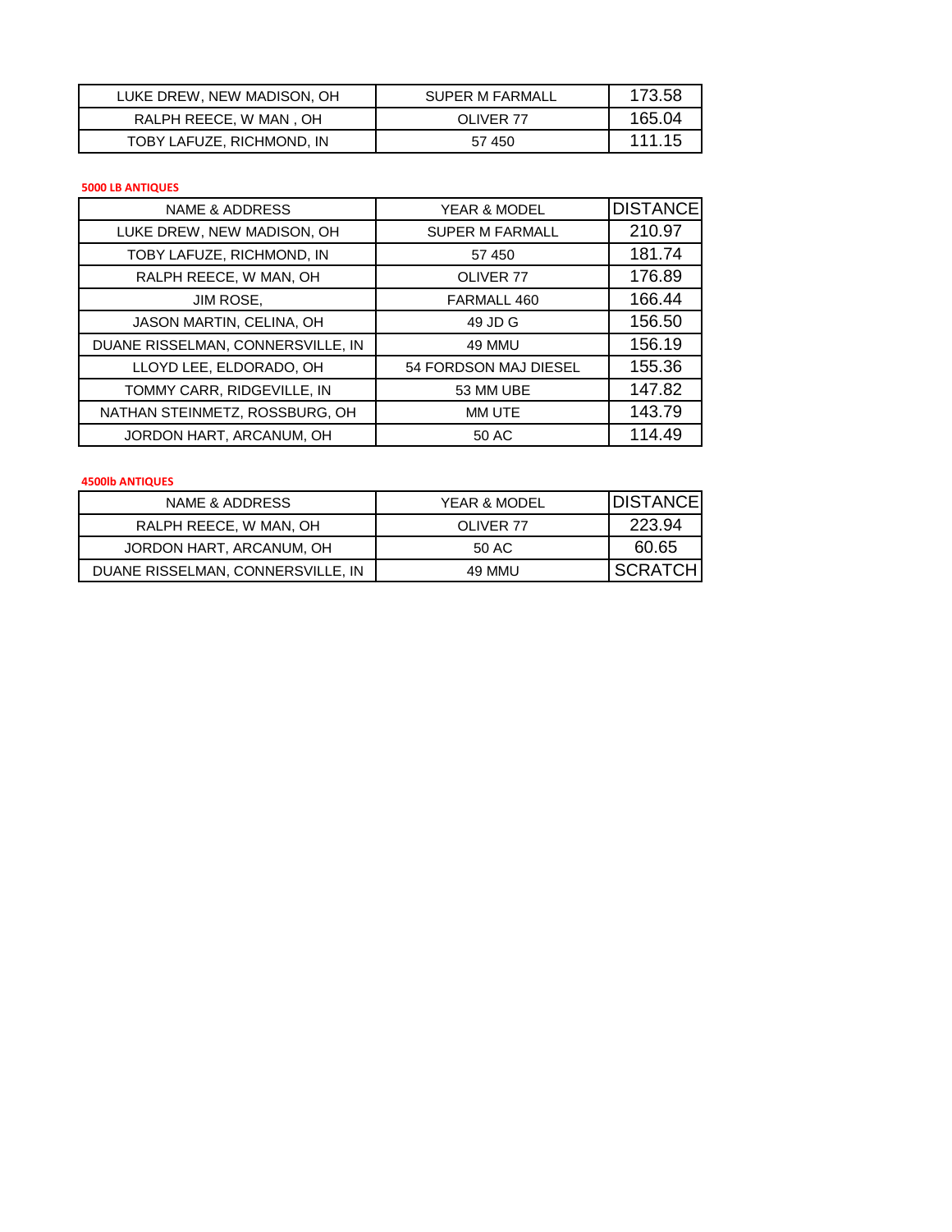| | | |
|---|---|---|
| LUKE DREW, NEW MADISON, OH | SUPER M FARMALL | 173.58 |
| RALPH REECE, W MAN , OH | OLIVER 77 | 165.04 |
| TOBY LAFUZE, RICHMOND, IN | 57 450 | 111.15 |

**5000 LB ANTIQUES**

| NAME & ADDRESS | YEAR & MODEL | DISTANCE |
|---|---|---|
| LUKE DREW, NEW MADISON, OH | SUPER M FARMALL | 210.97 |
| TOBY LAFUZE, RICHMOND, IN | 57 450 | 181.74 |
| RALPH REECE, W MAN, OH | OLIVER 77 | 176.89 |
| JIM ROSE, | FARMALL 460 | 166.44 |
| JASON MARTIN, CELINA, OH | 49 JD G | 156.50 |
| DUANE RISSELMAN, CONNERSVILLE, IN | 49 MMU | 156.19 |
| LLOYD LEE, ELDORADO, OH | 54 FORDSON MAJ DIESEL | 155.36 |
| TOMMY CARR, RIDGEVILLE, IN | 53 MM UBE | 147.82 |
| NATHAN STEINMETZ, ROSSBURG, OH | MM UTE | 143.79 |
| JORDON HART, ARCANUM, OH | 50 AC | 114.49 |

**4500lb ANTIQUES**

| NAME & ADDRESS | YEAR & MODEL | DISTANCE |
|---|---|---|
| RALPH REECE, W MAN, OH | OLIVER 77 | 223.94 |
| JORDON HART, ARCANUM, OH | 50 AC | 60.65 |
| DUANE RISSELMAN, CONNERSVILLE, IN | 49 MMU | SCRATCH |